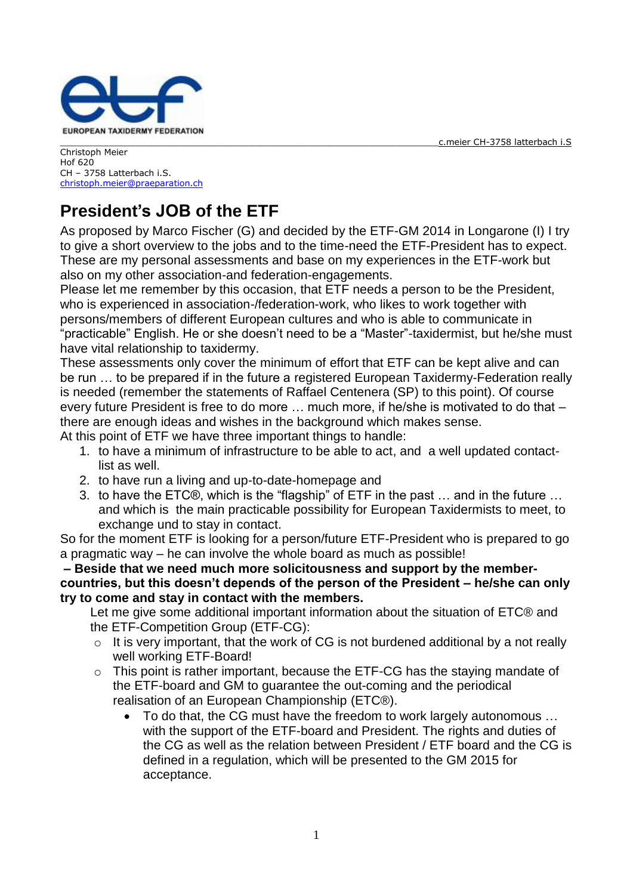EUROPEAN TAXIDERMY FEDERATION

c.meier CH-3758 latterbach i.S

Christoph Meier
Hof 620
CH – 3758 Latterbach i.S.
christoph.meier@praeparation.ch

# President's JOB of the ETF

As proposed by Marco Fischer (G) and decided by the ETF-GM 2014 in Longarone (I) I try to give a short overview to the jobs and to the time-need the ETF-President has to expect. These are my personal assessments and base on my experiences in the ETF-work but also on my other association-and federation-engagements.

Please let me remember by this occasion, that ETF needs a person to be the President, who is experienced in association-/federation-work, who likes to work together with persons/members of different European cultures and who is able to communicate in "practicable" English. He or she doesn't need to be a "Master"-taxidermist, but he/she must have vital relationship to taxidermy.

These assessments only cover the minimum of effort that ETF can be kept alive and can be run … to be prepared if in the future a registered European Taxidermy-Federation really is needed (remember the statements of Raffael Centenera (SP) to this point). Of course every future President is free to do more … much more, if he/she is motivated to do that – there are enough ideas and wishes in the background which makes sense.

At this point of ETF we have three important things to handle:

1. to have a minimum of infrastructure to be able to act, and a well updated contact-list as well.
2. to have run a living and up-to-date-homepage and
3. to have the ETC®, which is the "flagship" of ETF in the past … and in the future … and which is the main practicable possibility for European Taxidermists to meet, to exchange und to stay in contact.

So for the moment ETF is looking for a person/future ETF-President who is prepared to go a pragmatic way – he can involve the whole board as much as possible!

**– Beside that we need much more solicitousness and support by the member-countries, but this doesn't depends of the person of the President – he/she can only try to come and stay in contact with the members.**

Let me give some additional important information about the situation of ETC® and the ETF-Competition Group (ETF-CG):

- It is very important, that the work of CG is not burdened additional by a not really well working ETF-Board!
- This point is rather important, because the ETF-CG has the staying mandate of the ETF-board and GM to guarantee the out-coming and the periodical realisation of an European Championship (ETC®).
    - To do that, the CG must have the freedom to work largely autonomous … with the support of the ETF-board and President. The rights and duties of the CG as well as the relation between President / ETF board and the CG is defined in a regulation, which will be presented to the GM 2015 for acceptance.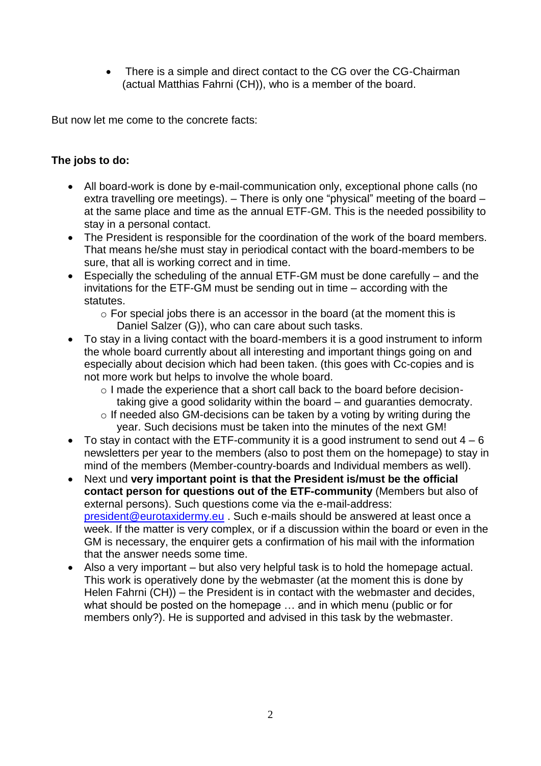- There is a simple and direct contact to the CG over the CG-Chairman (actual Matthias Fahrni (CH)), who is a member of the board.

But now let me come to the concrete facts:

**The jobs to do:**

- All board-work is done by e-mail-communication only, exceptional phone calls (no extra travelling ore meetings). – There is only one "physical" meeting of the board – at the same place and time as the annual ETF-GM. This is the needed possibility to stay in a personal contact.
- The President is responsible for the coordination of the work of the board members. That means he/she must stay in periodical contact with the board-members to be sure, that all is working correct and in time.
- Especially the scheduling of the annual ETF-GM must be done carefully – and the invitations for the ETF-GM must be sending out in time – according with the statutes.
  - For special jobs there is an accessor in the board (at the moment this is Daniel Salzer (G)), who can care about such tasks.
- To stay in a living contact with the board-members it is a good instrument to inform the whole board currently about all interesting and important things going on and especially about decision which had been taken. (this goes with Cc-copies and is not more work but helps to involve the whole board.
  - I made the experience that a short call back to the board before decision-taking give a good solidarity within the board – and guaranties democraty.
  - If needed also GM-decisions can be taken by a voting by writing during the year. Such decisions must be taken into the minutes of the next GM!
- To stay in contact with the ETF-community it is a good instrument to send out 4 – 6 newsletters per year to the members (also to post them on the homepage) to stay in mind of the members (Member-country-boards and Individual members as well).
- Next und **very important point is that the President is/must be the official contact person for questions out of the ETF-community** (Members but also of external persons). Such questions come via the e-mail-address: president@eurotaxidermy.eu . Such e-mails should be answered at least once a week. If the matter is very complex, or if a discussion within the board or even in the GM is necessary, the enquirer gets a confirmation of his mail with the information that the answer needs some time.
- Also a very important – but also very helpful task is to hold the homepage actual. This work is operatively done by the webmaster (at the moment this is done by Helen Fahrni (CH)) – the President is in contact with the webmaster and decides, what should be posted on the homepage … and in which menu (public or for members only?). He is supported and advised in this task by the webmaster.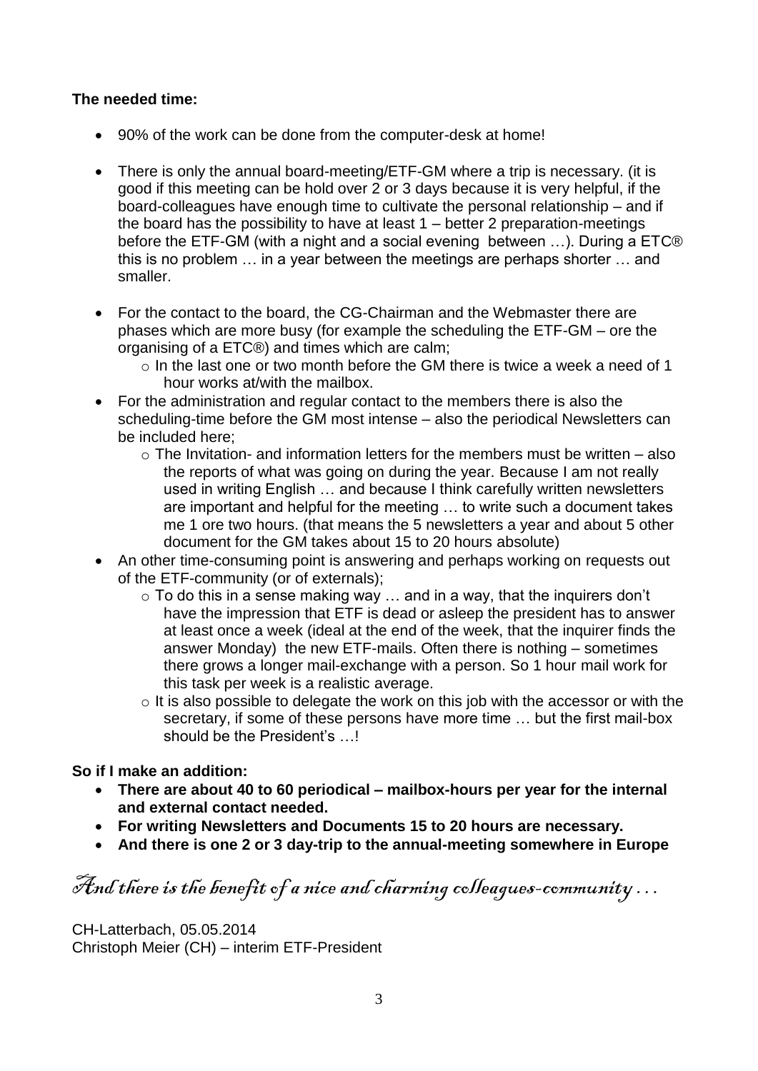**The needed time:**

- 90% of the work can be done from the computer-desk at home!
- There is only the annual board-meeting/ETF-GM where a trip is necessary. (it is good if this meeting can be hold over 2 or 3 days because it is very helpful, if the board-colleagues have enough time to cultivate the personal relationship – and if the board has the possibility to have at least 1 – better 2 preparation-meetings before the ETF-GM (with a night and a social evening between …). During a ETC® this is no problem … in a year between the meetings are perhaps shorter … and smaller.
- For the contact to the board, the CG-Chairman and the Webmaster there are phases which are more busy (for example the scheduling the ETF-GM – ore the organising of a ETC®) and times which are calm;
    - In the last one or two month before the GM there is twice a week a need of 1 hour works at/with the mailbox.
- For the administration and regular contact to the members there is also the scheduling-time before the GM most intense – also the periodical Newsletters can be included here;
    - The Invitation- and information letters for the members must be written – also the reports of what was going on during the year. Because I am not really used in writing English … and because I think carefully written newsletters are important and helpful for the meeting … to write such a document takes me 1 ore two hours. (that means the 5 newsletters a year and about 5 other document for the GM takes about 15 to 20 hours absolute)
- An other time-consuming point is answering and perhaps working on requests out of the ETF-community (or of externals);
    - To do this in a sense making way … and in a way, that the inquirers don't have the impression that ETF is dead or asleep the president has to answer at least once a week (ideal at the end of the week, that the inquirer finds the answer Monday) the new ETF-mails. Often there is nothing – sometimes there grows a longer mail-exchange with a person. So 1 hour mail work for this task per week is a realistic average.
    - It is also possible to delegate the work on this job with the accessor or with the secretary, if some of these persons have more time … but the first mail-box should be the President's …!

**So if I make an addition:**

- **There are about 40 to 60 periodical – mailbox-hours per year for the internal and external contact needed.**
- **For writing Newsletters and Documents 15 to 20 hours are necessary.**
- **And there is one 2 or 3 day-trip to the annual-meeting somewhere in Europe**

*And there is the benefit of a nice and charming colleagues-community …*

CH-Latterbach, 05.05.2014
Christoph Meier (CH) – interim ETF-President